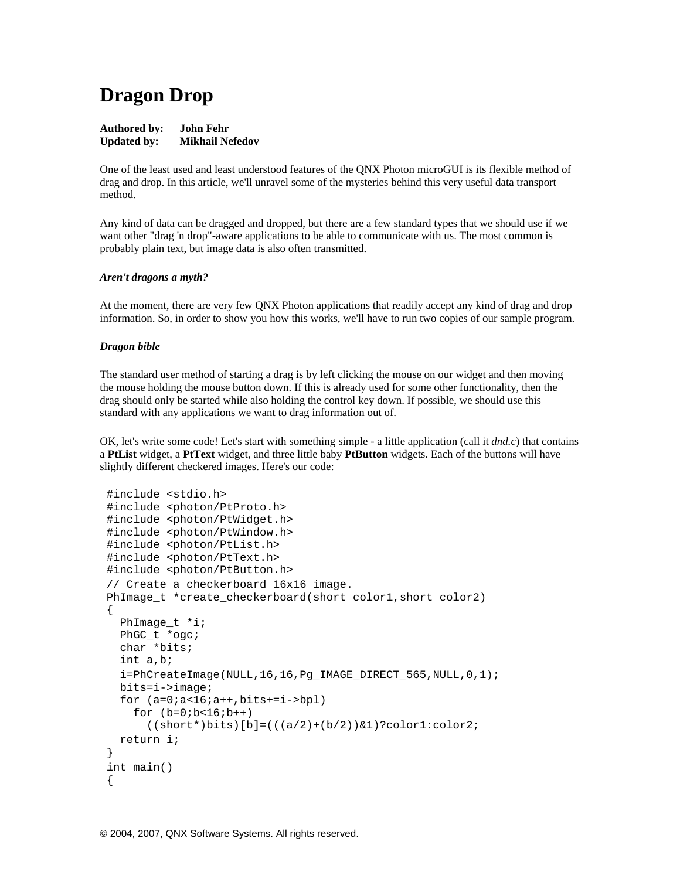# Dragon Drop

**Authored by: John Fehr**
**Updated by: Mikhail Nefedov**

One of the least used and least understood features of the QNX Photon microGUI is its flexible method of drag and drop. In this article, we'll unravel some of the mysteries behind this very useful data transport method.

Any kind of data can be dragged and dropped, but there are a few standard types that we should use if we want other "drag 'n drop"-aware applications to be able to communicate with us. The most common is probably plain text, but image data is also often transmitted.

***Aren't dragons a myth?***

At the moment, there are very few QNX Photon applications that readily accept any kind of drag and drop information. So, in order to show you how this works, we'll have to run two copies of our sample program.

***Dragon bible***

The standard user method of starting a drag is by left clicking the mouse on our widget and then moving the mouse holding the mouse button down. If this is already used for some other functionality, then the drag should only be started while also holding the control key down. If possible, we should use this standard with any applications we want to drag information out of.

OK, let's write some code! Let's start with something simple - a little application (call it *dnd.c*) that contains a **PtList** widget, a **PtText** widget, and three little baby **PtButton** widgets. Each of the buttons will have slightly different checkered images. Here's our code:

```
#include <stdio.h>
#include <photon/PtProto.h>
#include <photon/PtWidget.h>
#include <photon/PtWindow.h>
#include <photon/PtList.h>
#include <photon/PtText.h>
#include <photon/PtButton.h>
// Create a checkerboard 16x16 image.
PhImage_t *create_checkerboard(short color1,short color2)
{
  PhImage_t *i;
  PhGC_t *ogc;
  char *bits;
  int a,b;
  i=PhCreateImage(NULL,16,16,Pg_IMAGE_DIRECT_565,NULL,0,1);
  bits=i->image;
  for (a=0;a<16;a++,bits+=i->bpl)
    for (b=0;b<16;b++)
      ((short*)bits)[b]=(((a/2)+(b/2))&1)?color1:color2;
  return i;
}
int main()
{
```

© 2004, 2007, QNX Software Systems. All rights reserved.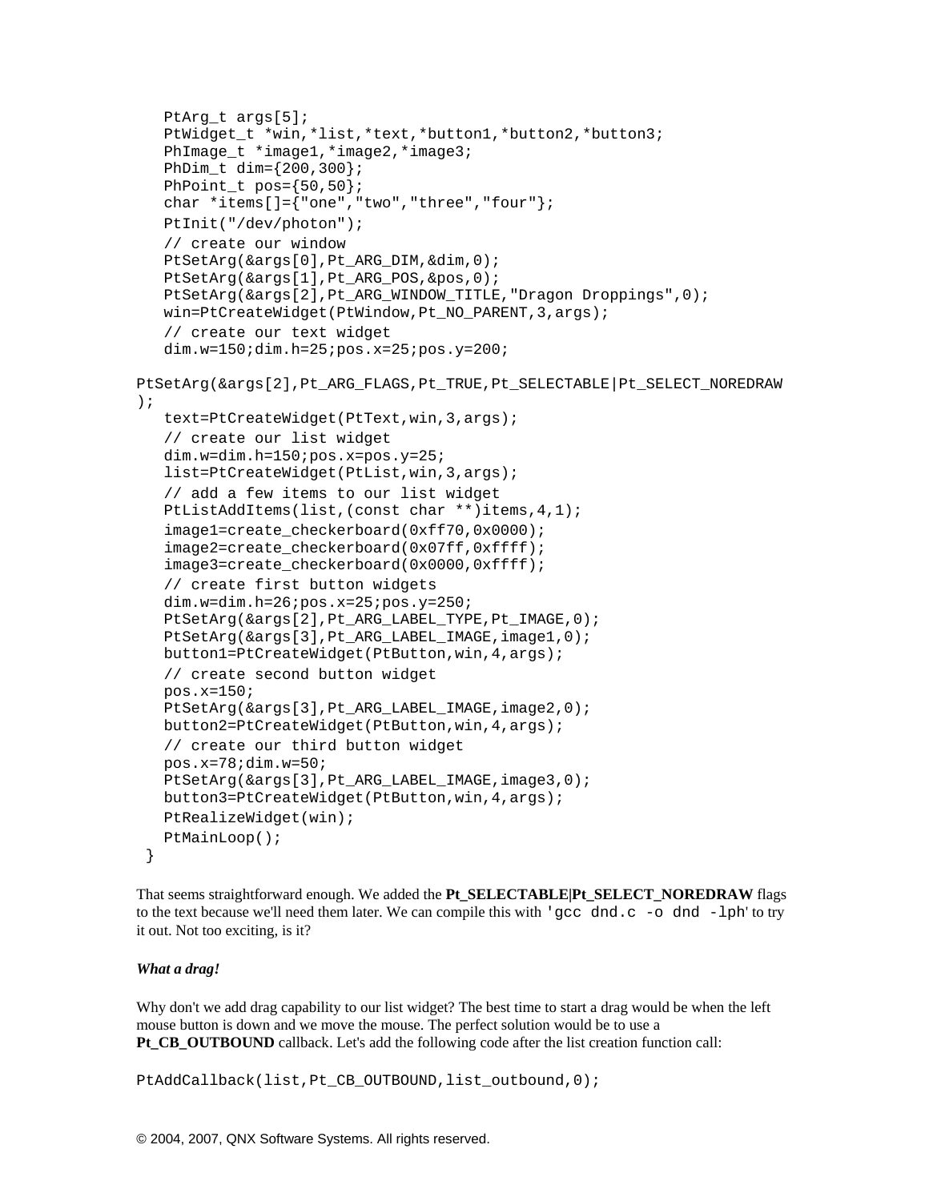```
   PtArg_t args[5];
   PtWidget_t *win,*list,*text,*button1,*button2,*button3;
   PhImage_t *image1,*image2,*image3;
   PhDim_t dim={200,300};
   PhPoint_t pos={50,50};
   char *items[]={"one","two","three","four"};
   PtInit("/dev/photon");
   // create our window
   PtSetArg(&args[0],Pt_ARG_DIM,&dim,0);
   PtSetArg(&args[1],Pt_ARG_POS,&pos,0);
   PtSetArg(&args[2],Pt_ARG_WINDOW_TITLE,"Dragon Droppings",0);
   win=PtCreateWidget(PtWindow,Pt_NO_PARENT,3,args);
   // create our text widget
   dim.w=150;dim.h=25;pos.x=25;pos.y=200;

PtSetArg(&args[2],Pt_ARG_FLAGS,Pt_TRUE,Pt_SELECTABLE|Pt_SELECT_NOREDRAW
);
   text=PtCreateWidget(PtText,win,3,args);
   // create our list widget
   dim.w=dim.h=150;pos.x=pos.y=25;
   list=PtCreateWidget(PtList,win,3,args);
   // add a few items to our list widget
   PtListAddItems(list,(const char **)items,4,1);
   image1=create_checkerboard(0xff70,0x0000);
   image2=create_checkerboard(0x07ff,0xffff);
   image3=create_checkerboard(0x0000,0xffff);
   // create first button widgets
   dim.w=dim.h=26;pos.x=25;pos.y=250;
   PtSetArg(&args[2],Pt_ARG_LABEL_TYPE,Pt_IMAGE,0);
   PtSetArg(&args[3],Pt_ARG_LABEL_IMAGE,image1,0);
   button1=PtCreateWidget(PtButton,win,4,args);
   // create second button widget
   pos.x=150;
   PtSetArg(&args[3],Pt_ARG_LABEL_IMAGE,image2,0);
   button2=PtCreateWidget(PtButton,win,4,args);
   // create our third button widget
   pos.x=78;dim.w=50;
   PtSetArg(&args[3],Pt_ARG_LABEL_IMAGE,image3,0);
   button3=PtCreateWidget(PtButton,win,4,args);
   PtRealizeWidget(win);
   PtMainLoop();
 }
```

That seems straightforward enough. We added the **Pt_SELECTABLE|Pt_SELECT_NOREDRAW** flags to the text because we'll need them later. We can compile this with `'gcc dnd.c -o dnd -lph'` to try it out. Not too exciting, is it?

***What a drag!***

Why don't we add drag capability to our list widget? The best time to start a drag would be when the left mouse button is down and we move the mouse. The perfect solution would be to use a **Pt_CB_OUTBOUND** callback. Let's add the following code after the list creation function call:

```
PtAddCallback(list,Pt_CB_OUTBOUND,list_outbound,0);
```

© 2004, 2007, QNX Software Systems. All rights reserved.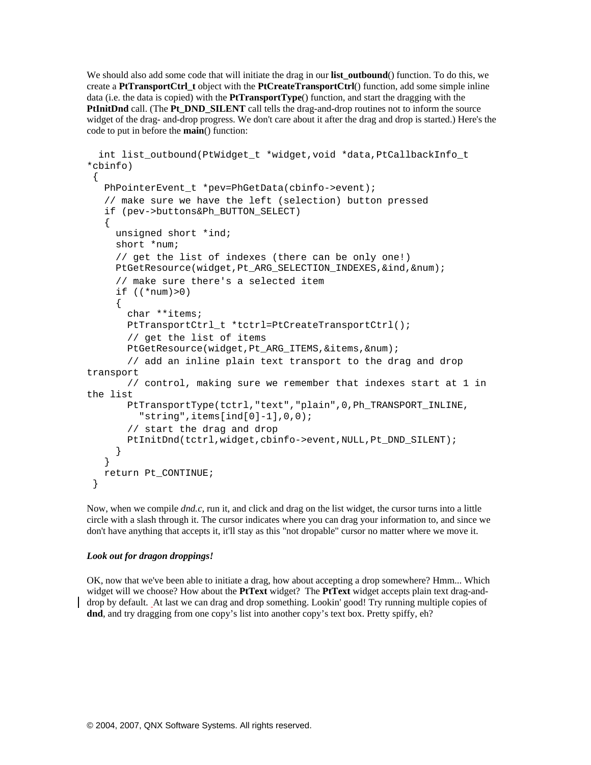We should also add some code that will initiate the drag in our **list_outbound**() function. To do this, we create a **PtTransportCtrl_t** object with the **PtCreateTransportCtrl**() function, add some simple inline data (i.e. the data is copied) with the **PtTransportType**() function, and start the dragging with the **PtInitDnd** call. (The **Pt_DND_SILENT** call tells the drag-and-drop routines not to inform the source widget of the drag- and-drop progress. We don't care about it after the drag and drop is started.) Here's the code to put in before the **main**() function:

```
  int list_outbound(PtWidget_t *widget,void *data,PtCallbackInfo_t
*cbinfo)
 {
   PhPointerEvent_t *pev=PhGetData(cbinfo->event);
   // make sure we have the left (selection) button pressed
   if (pev->buttons&Ph_BUTTON_SELECT)
   {
     unsigned short *ind;
     short *num;
     // get the list of indexes (there can be only one!)
     PtGetResource(widget,Pt_ARG_SELECTION_INDEXES,&ind,&num);
     // make sure there's a selected item
     if ((*num)>0)
     {
       char **items;
       PtTransportCtrl_t *tctrl=PtCreateTransportCtrl();
       // get the list of items
       PtGetResource(widget,Pt_ARG_ITEMS,&items,&num);
       // add an inline plain text transport to the drag and drop
transport
       // control, making sure we remember that indexes start at 1 in
the list
       PtTransportType(tctrl,"text","plain",0,Ph_TRANSPORT_INLINE,
         "string",items[ind[0]-1],0,0);
       // start the drag and drop
       PtInitDnd(tctrl,widget,cbinfo->event,NULL,Pt_DND_SILENT);
     }
   }
   return Pt_CONTINUE;
 }
```

Now, when we compile *dnd.c*, run it, and click and drag on the list widget, the cursor turns into a little circle with a slash through it. The cursor indicates where you can drag your information to, and since we don't have anything that accepts it, it'll stay as this "not dropable" cursor no matter where we move it.

***Look out for dragon droppings!***

OK, now that we've been able to initiate a drag, how about accepting a drop somewhere? Hmm... Which widget will we choose? How about the **PtText** widget? The **PtText** widget accepts plain text drag-and-drop by default. At last we can drag and drop something. Lookin' good! Try running multiple copies of **dnd**, and try dragging from one copy's list into another copy's text box. Pretty spiffy, eh?

© 2004, 2007, QNX Software Systems. All rights reserved.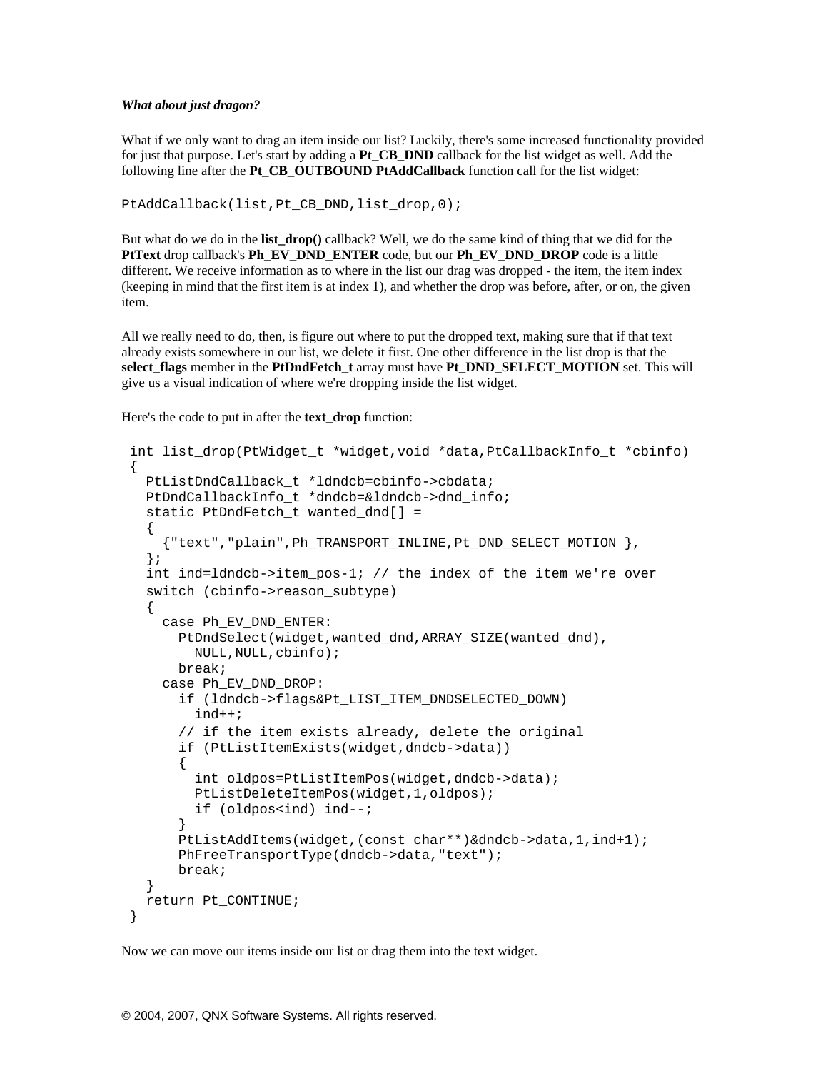***What about just dragon?***

What if we only want to drag an item inside our list? Luckily, there's some increased functionality provided for just that purpose. Let's start by adding a **Pt_CB_DND** callback for the list widget as well. Add the following line after the **Pt_CB_OUTBOUND PtAddCallback** function call for the list widget:

```
PtAddCallback(list,Pt_CB_DND,list_drop,0);
```

But what do we do in the **list_drop()** callback? Well, we do the same kind of thing that we did for the **PtText** drop callback's **Ph_EV_DND_ENTER** code, but our **Ph_EV_DND_DROP** code is a little different. We receive information as to where in the list our drag was dropped - the item, the item index (keeping in mind that the first item is at index 1), and whether the drop was before, after, or on, the given item.

All we really need to do, then, is figure out where to put the dropped text, making sure that if that text already exists somewhere in our list, we delete it first. One other difference in the list drop is that the **select_flags** member in the **PtDndFetch_t** array must have **Pt_DND_SELECT_MOTION** set. This will give us a visual indication of where we're dropping inside the list widget.

Here's the code to put in after the **text_drop** function:

```
int list_drop(PtWidget_t *widget,void *data,PtCallbackInfo_t *cbinfo)
{
  PtListDndCallback_t *ldndcb=cbinfo->cbdata;
  PtDndCallbackInfo_t *dndcb=&ldndcb->dnd_info;
  static PtDndFetch_t wanted_dnd[] =
  {
    {"text","plain",Ph_TRANSPORT_INLINE,Pt_DND_SELECT_MOTION },
  };
  int ind=ldndcb->item_pos-1; // the index of the item we're over
  switch (cbinfo->reason_subtype)
  {
    case Ph_EV_DND_ENTER:
      PtDndSelect(widget,wanted_dnd,ARRAY_SIZE(wanted_dnd),
        NULL,NULL,cbinfo);
      break;
    case Ph_EV_DND_DROP:
      if (ldndcb->flags&Pt_LIST_ITEM_DNDSELECTED_DOWN)
        ind++;
      // if the item exists already, delete the original
      if (PtListItemExists(widget,dndcb->data))
      {
        int oldpos=PtListItemPos(widget,dndcb->data);
        PtListDeleteItemPos(widget,1,oldpos);
        if (oldpos<ind) ind--;
      }
      PtListAddItems(widget,(const char**)&dndcb->data,1,ind+1);
      PhFreeTransportType(dndcb->data,"text");
      break;
  }
  return Pt_CONTINUE;
}
```

Now we can move our items inside our list or drag them into the text widget.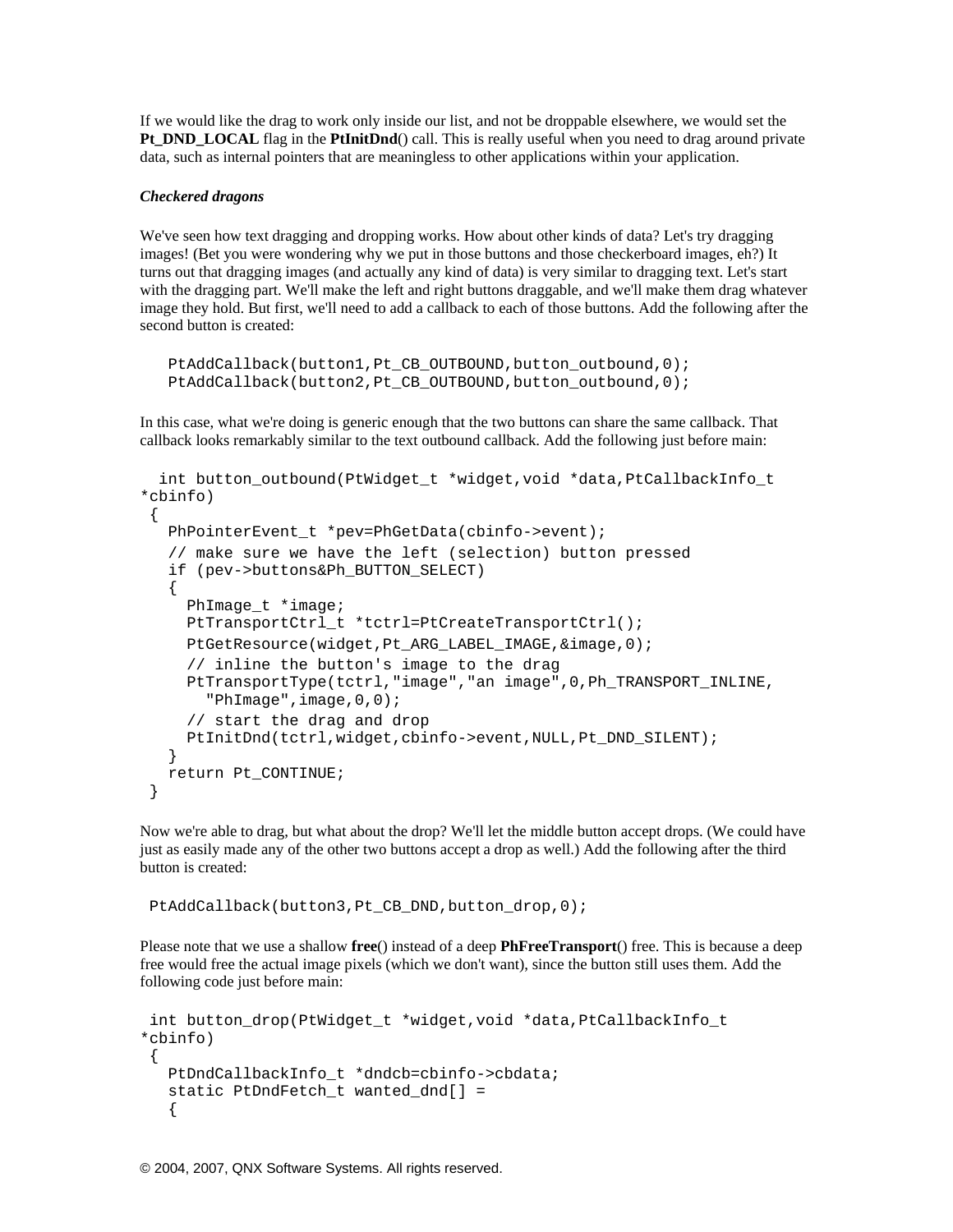If we would like the drag to work only inside our list, and not be droppable elsewhere, we would set the **Pt_DND_LOCAL** flag in the **PtInitDnd**() call. This is really useful when you need to drag around private data, such as internal pointers that are meaningless to other applications within your application.

***Checkered dragons***

We've seen how text dragging and dropping works. How about other kinds of data? Let's try dragging images! (Bet you were wondering why we put in those buttons and those checkerboard images, eh?) It turns out that dragging images (and actually any kind of data) is very similar to dragging text. Let's start with the dragging part. We'll make the left and right buttons draggable, and we'll make them drag whatever image they hold. But first, we'll need to add a callback to each of those buttons. Add the following after the second button is created:

```
   PtAddCallback(button1,Pt_CB_OUTBOUND,button_outbound,0);
   PtAddCallback(button2,Pt_CB_OUTBOUND,button_outbound,0);
```

In this case, what we're doing is generic enough that the two buttons can share the same callback. That callback looks remarkably similar to the text outbound callback. Add the following just before main:

```
  int button_outbound(PtWidget_t *widget,void *data,PtCallbackInfo_t
*cbinfo)
 {
   PhPointerEvent_t *pev=PhGetData(cbinfo->event);
   // make sure we have the left (selection) button pressed
   if (pev->buttons&Ph_BUTTON_SELECT)
   {
     PhImage_t *image;
     PtTransportCtrl_t *tctrl=PtCreateTransportCtrl();
     PtGetResource(widget,Pt_ARG_LABEL_IMAGE,&image,0);
     // inline the button's image to the drag
     PtTransportType(tctrl,"image","an image",0,Ph_TRANSPORT_INLINE,
       "PhImage",image,0,0);
     // start the drag and drop
     PtInitDnd(tctrl,widget,cbinfo->event,NULL,Pt_DND_SILENT);
   }
   return Pt_CONTINUE;
 }
```

Now we're able to drag, but what about the drop? We'll let the middle button accept drops. (We could have just as easily made any of the other two buttons accept a drop as well.) Add the following after the third button is created:

```
 PtAddCallback(button3,Pt_CB_DND,button_drop,0);
```

Please note that we use a shallow **free**() instead of a deep **PhFreeTransport**() free. This is because a deep free would free the actual image pixels (which we don't want), since the button still uses them. Add the following code just before main:

```
 int button_drop(PtWidget_t *widget,void *data,PtCallbackInfo_t
*cbinfo)
 {
   PtDndCallbackInfo_t *dndcb=cbinfo->cbdata;
   static PtDndFetch_t wanted_dnd[] =
   {
```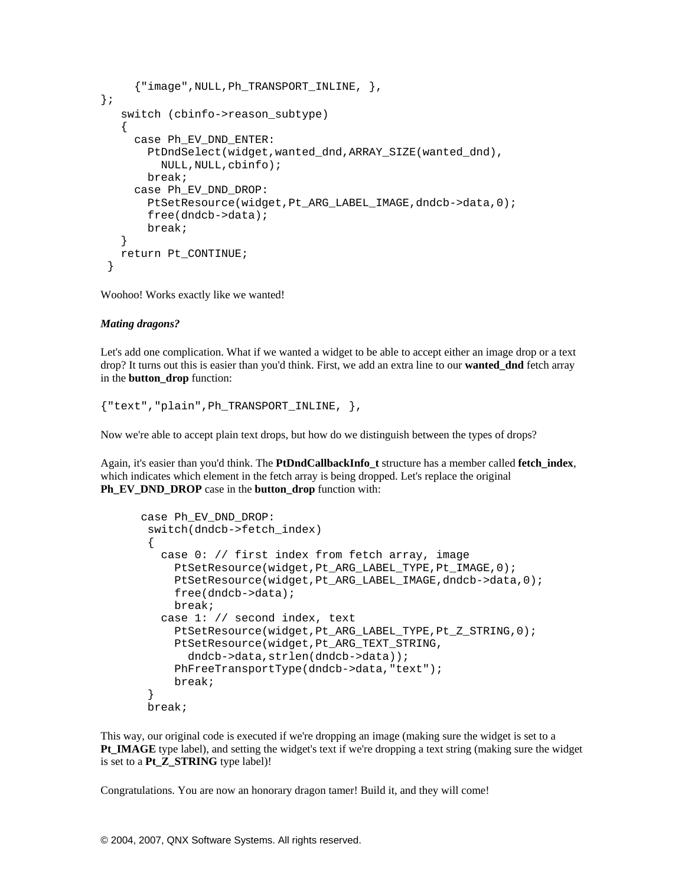```
      {"image",NULL,Ph_TRANSPORT_INLINE, },
};
   switch (cbinfo->reason_subtype)
   {
     case Ph_EV_DND_ENTER:
       PtDndSelect(widget,wanted_dnd,ARRAY_SIZE(wanted_dnd),
         NULL,NULL,cbinfo);
       break;
     case Ph_EV_DND_DROP:
       PtSetResource(widget,Pt_ARG_LABEL_IMAGE,dndcb->data,0);
       free(dndcb->data);
       break;
   }
   return Pt_CONTINUE;
 }
```

Woohoo! Works exactly like we wanted!

***Mating dragons?***

Let's add one complication. What if we wanted a widget to be able to accept either an image drop or a text drop? It turns out this is easier than you'd think. First, we add an extra line to our **wanted_dnd** fetch array in the **button_drop** function:

```
{"text","plain",Ph_TRANSPORT_INLINE, },
```

Now we're able to accept plain text drops, but how do we distinguish between the types of drops?

Again, it's easier than you'd think. The **PtDndCallbackInfo_t** structure has a member called **fetch_index**, which indicates which element in the fetch array is being dropped. Let's replace the original **Ph_EV_DND_DROP** case in the **button_drop** function with:

```
      case Ph_EV_DND_DROP:
       switch(dndcb->fetch_index)
       {
         case 0: // first index from fetch array, image
           PtSetResource(widget,Pt_ARG_LABEL_TYPE,Pt_IMAGE,0);
           PtSetResource(widget,Pt_ARG_LABEL_IMAGE,dndcb->data,0);
           free(dndcb->data);
           break;
         case 1: // second index, text
           PtSetResource(widget,Pt_ARG_LABEL_TYPE,Pt_Z_STRING,0);
           PtSetResource(widget,Pt_ARG_TEXT_STRING,
             dndcb->data,strlen(dndcb->data));
           PhFreeTransportType(dndcb->data,"text");
           break;
       }
       break;
```

This way, our original code is executed if we're dropping an image (making sure the widget is set to a **Pt_IMAGE** type label), and setting the widget's text if we're dropping a text string (making sure the widget is set to a **Pt_Z_STRING** type label)!

Congratulations. You are now an honorary dragon tamer! Build it, and they will come!

© 2004, 2007, QNX Software Systems. All rights reserved.